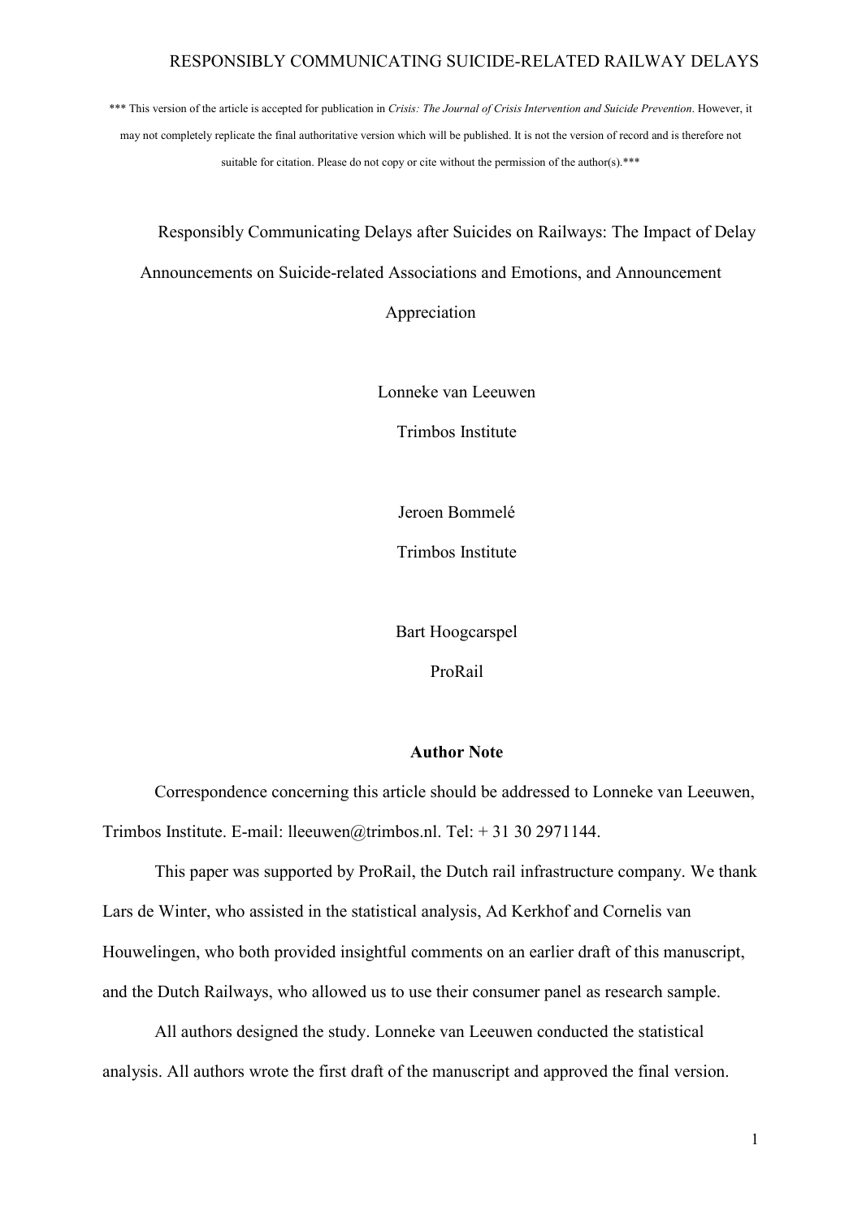*** This version of the article is accepted for publication in *Crisis: The Journal of Crisis Intervention and Suicide Prevention*. However, it may not completely replicate the final authoritative version which will be published. It is not the version of record and is therefore not suitable for citation. Please do not copy or cite without the permission of the author(s).***

# Responsibly Communicating Delays after Suicides on Railways: The Impact of Delay Announcements on Suicide-related Associations and Emotions, and Announcement Appreciation

Lonneke van Leeuwen

Trimbos Institute

Jeroen Bommelé

Trimbos Institute

Bart Hoogcarspel

ProRail

**Author Note**

Correspondence concerning this article should be addressed to Lonneke van Leeuwen, Trimbos Institute. E-mail: lleeuwen@trimbos.nl. Tel: + 31 30 2971144.

This paper was supported by ProRail, the Dutch rail infrastructure company. We thank Lars de Winter, who assisted in the statistical analysis, Ad Kerkhof and Cornelis van Houwelingen, who both provided insightful comments on an earlier draft of this manuscript, and the Dutch Railways, who allowed us to use their consumer panel as research sample.

All authors designed the study. Lonneke van Leeuwen conducted the statistical analysis. All authors wrote the first draft of the manuscript and approved the final version.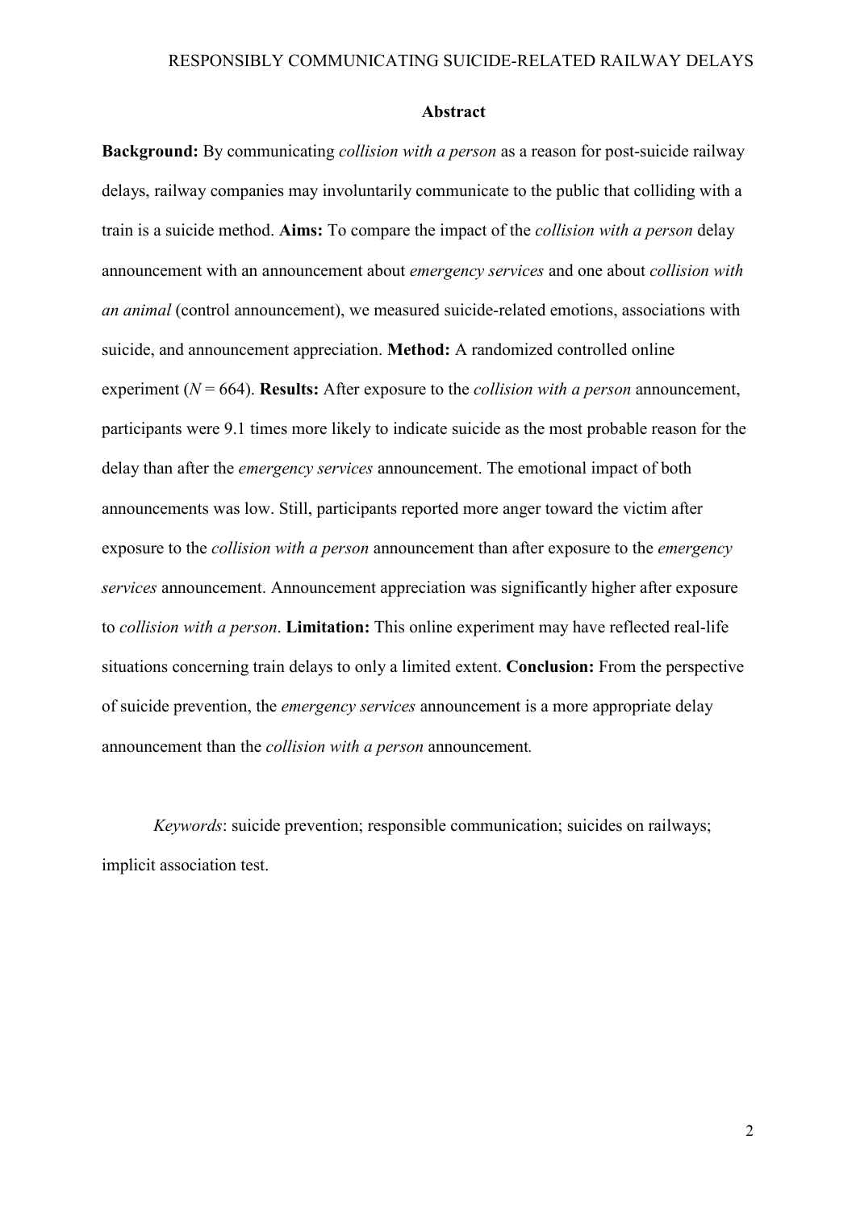## Abstract

**Background:** By communicating *collision with a person* as a reason for post-suicide railway delays, railway companies may involuntarily communicate to the public that colliding with a train is a suicide method. **Aims:** To compare the impact of the *collision with a person* delay announcement with an announcement about *emergency services* and one about *collision with an animal* (control announcement), we measured suicide-related emotions, associations with suicide, and announcement appreciation. **Method:** A randomized controlled online experiment ($N = 664$). **Results:** After exposure to the *collision with a person* announcement, participants were 9.1 times more likely to indicate suicide as the most probable reason for the delay than after the *emergency services* announcement. The emotional impact of both announcements was low. Still, participants reported more anger toward the victim after exposure to the *collision with a person* announcement than after exposure to the *emergency services* announcement. Announcement appreciation was significantly higher after exposure to *collision with a person*. **Limitation:** This online experiment may have reflected real-life situations concerning train delays to only a limited extent. **Conclusion:** From the perspective of suicide prevention, the *emergency services* announcement is a more appropriate delay announcement than the *collision with a person* announcement*.*

*Keywords*: suicide prevention; responsible communication; suicides on railways; implicit association test.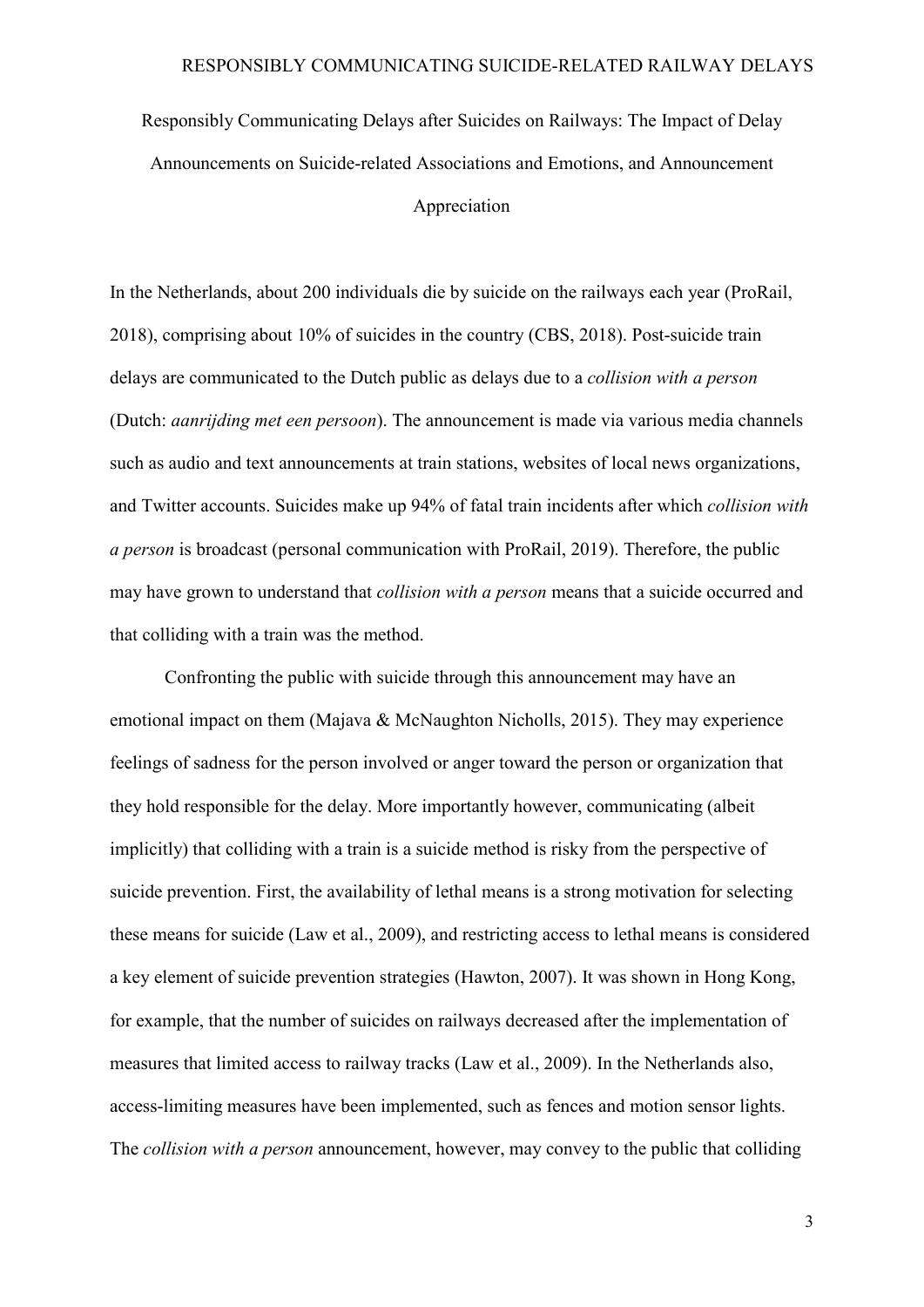# Responsibly Communicating Delays after Suicides on Railways: The Impact of Delay Announcements on Suicide-related Associations and Emotions, and Announcement Appreciation

In the Netherlands, about 200 individuals die by suicide on the railways each year (ProRail, 2018), comprising about 10% of suicides in the country (CBS, 2018). Post-suicide train delays are communicated to the Dutch public as delays due to a *collision with a person* (Dutch: *aanrijding met een persoon*). The announcement is made via various media channels such as audio and text announcements at train stations, websites of local news organizations, and Twitter accounts. Suicides make up 94% of fatal train incidents after which *collision with a person* is broadcast (personal communication with ProRail, 2019). Therefore, the public may have grown to understand that *collision with a person* means that a suicide occurred and that colliding with a train was the method.

Confronting the public with suicide through this announcement may have an emotional impact on them (Majava & McNaughton Nicholls, 2015). They may experience feelings of sadness for the person involved or anger toward the person or organization that they hold responsible for the delay. More importantly however, communicating (albeit implicitly) that colliding with a train is a suicide method is risky from the perspective of suicide prevention. First, the availability of lethal means is a strong motivation for selecting these means for suicide (Law et al., 2009), and restricting access to lethal means is considered a key element of suicide prevention strategies (Hawton, 2007). It was shown in Hong Kong, for example, that the number of suicides on railways decreased after the implementation of measures that limited access to railway tracks (Law et al., 2009). In the Netherlands also, access-limiting measures have been implemented, such as fences and motion sensor lights. The *collision with a person* announcement, however, may convey to the public that colliding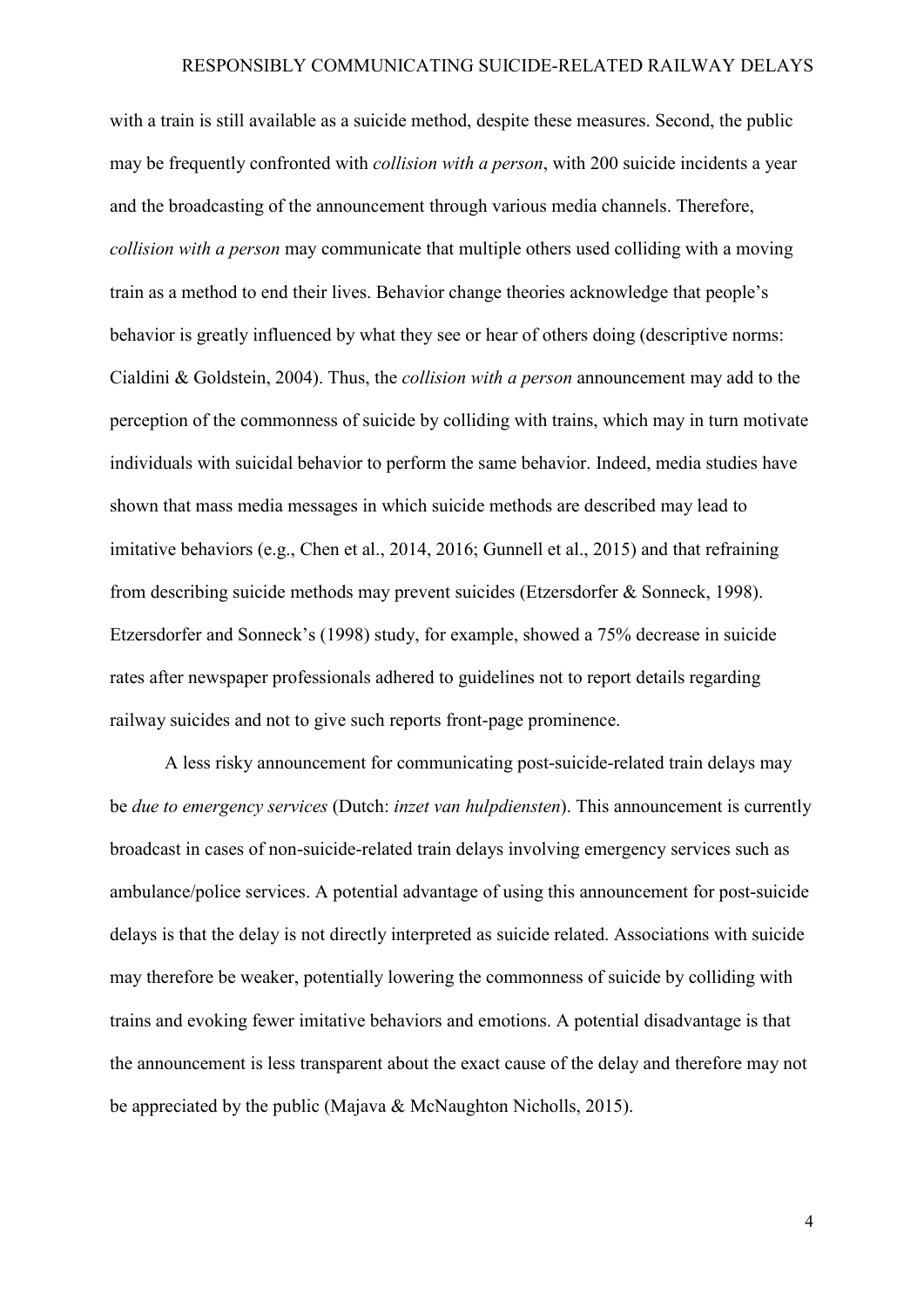with a train is still available as a suicide method, despite these measures. Second, the public may be frequently confronted with *collision with a person*, with 200 suicide incidents a year and the broadcasting of the announcement through various media channels. Therefore, *collision with a person* may communicate that multiple others used colliding with a moving train as a method to end their lives. Behavior change theories acknowledge that people's behavior is greatly influenced by what they see or hear of others doing (descriptive norms: Cialdini & Goldstein, 2004). Thus, the *collision with a person* announcement may add to the perception of the commonness of suicide by colliding with trains, which may in turn motivate individuals with suicidal behavior to perform the same behavior. Indeed, media studies have shown that mass media messages in which suicide methods are described may lead to imitative behaviors (e.g., Chen et al., 2014, 2016; Gunnell et al., 2015) and that refraining from describing suicide methods may prevent suicides (Etzersdorfer & Sonneck, 1998). Etzersdorfer and Sonneck's (1998) study, for example, showed a 75% decrease in suicide rates after newspaper professionals adhered to guidelines not to report details regarding railway suicides and not to give such reports front-page prominence.

A less risky announcement for communicating post-suicide-related train delays may be *due to emergency services* (Dutch: *inzet van hulpdiensten*). This announcement is currently broadcast in cases of non-suicide-related train delays involving emergency services such as ambulance/police services. A potential advantage of using this announcement for post-suicide delays is that the delay is not directly interpreted as suicide related. Associations with suicide may therefore be weaker, potentially lowering the commonness of suicide by colliding with trains and evoking fewer imitative behaviors and emotions. A potential disadvantage is that the announcement is less transparent about the exact cause of the delay and therefore may not be appreciated by the public (Majava & McNaughton Nicholls, 2015).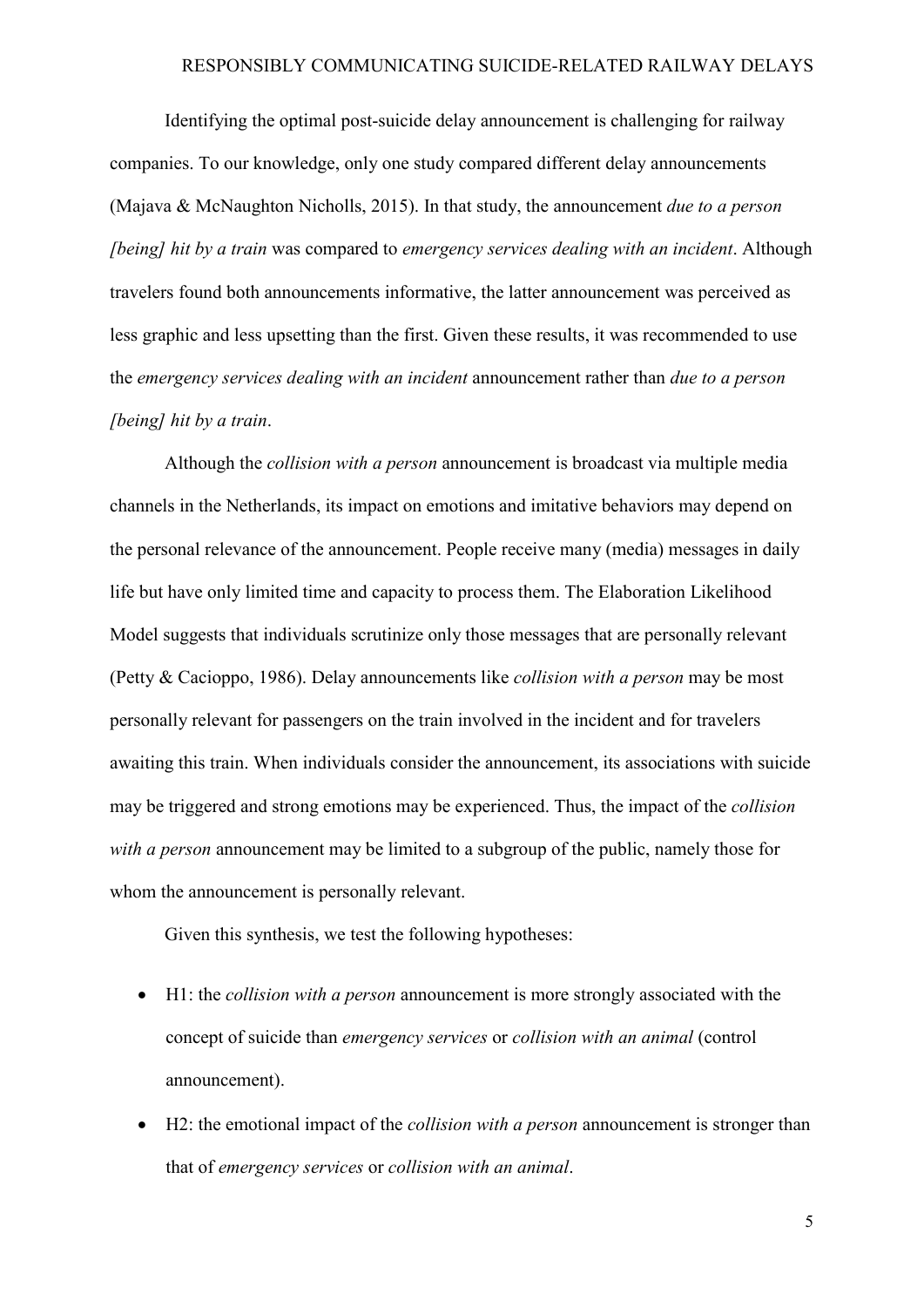Identifying the optimal post-suicide delay announcement is challenging for railway companies. To our knowledge, only one study compared different delay announcements (Majava & McNaughton Nicholls, 2015). In that study, the announcement *due to a person [being] hit by a train* was compared to *emergency services dealing with an incident*. Although travelers found both announcements informative, the latter announcement was perceived as less graphic and less upsetting than the first. Given these results, it was recommended to use the *emergency services dealing with an incident* announcement rather than *due to a person [being] hit by a train*.

Although the *collision with a person* announcement is broadcast via multiple media channels in the Netherlands, its impact on emotions and imitative behaviors may depend on the personal relevance of the announcement. People receive many (media) messages in daily life but have only limited time and capacity to process them. The Elaboration Likelihood Model suggests that individuals scrutinize only those messages that are personally relevant (Petty & Cacioppo, 1986). Delay announcements like *collision with a person* may be most personally relevant for passengers on the train involved in the incident and for travelers awaiting this train. When individuals consider the announcement, its associations with suicide may be triggered and strong emotions may be experienced. Thus, the impact of the *collision with a person* announcement may be limited to a subgroup of the public, namely those for whom the announcement is personally relevant.

Given this synthesis, we test the following hypotheses:

- H1: the *collision with a person* announcement is more strongly associated with the concept of suicide than *emergency services* or *collision with an animal* (control announcement).
- H2: the emotional impact of the *collision with a person* announcement is stronger than that of *emergency services* or *collision with an animal*.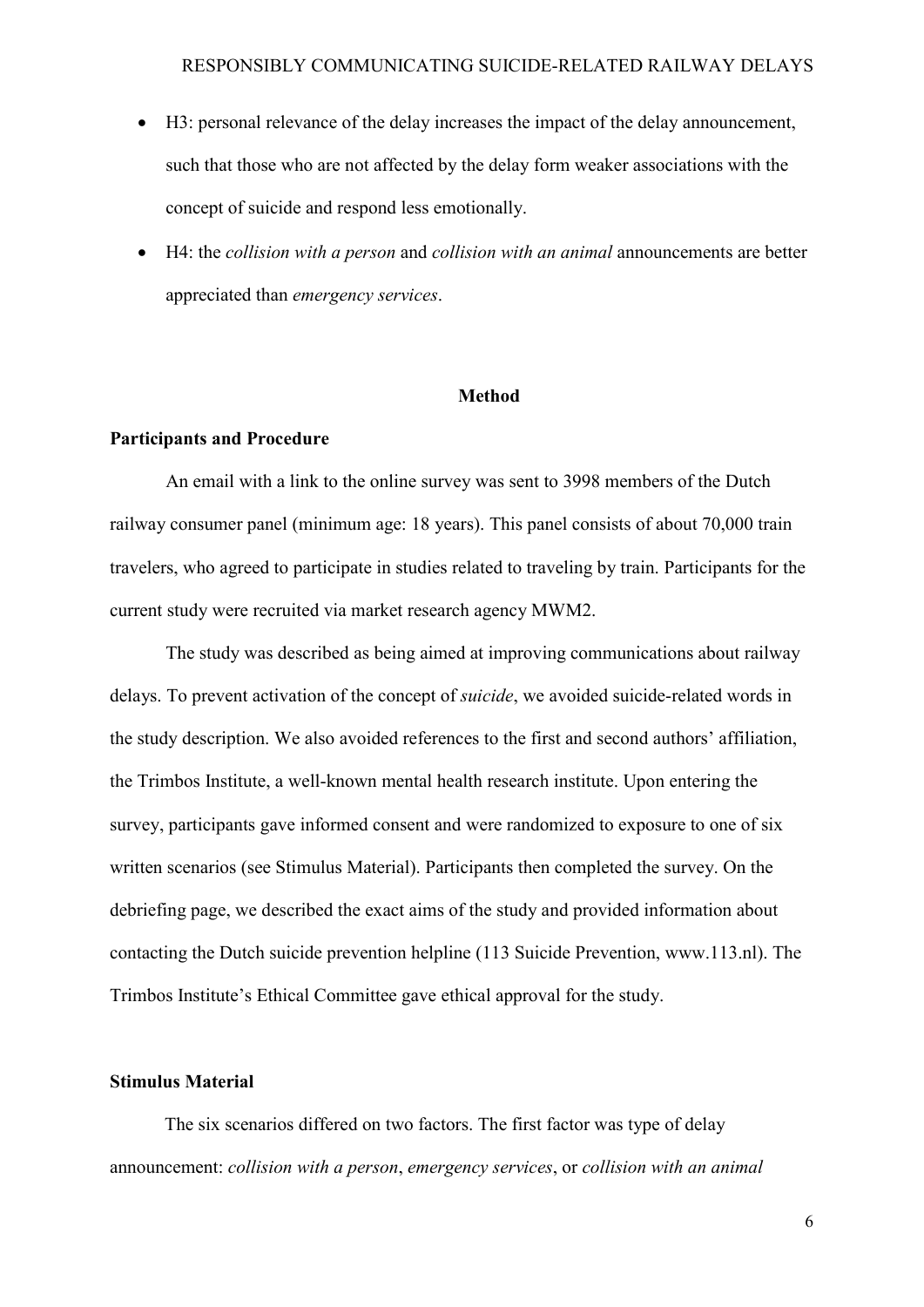- H3: personal relevance of the delay increases the impact of the delay announcement, such that those who are not affected by the delay form weaker associations with the concept of suicide and respond less emotionally.
- H4: the *collision with a person* and *collision with an animal* announcements are better appreciated than *emergency services*.

## Method

### Participants and Procedure

An email with a link to the online survey was sent to 3998 members of the Dutch railway consumer panel (minimum age: 18 years). This panel consists of about 70,000 train travelers, who agreed to participate in studies related to traveling by train. Participants for the current study were recruited via market research agency MWM2.

The study was described as being aimed at improving communications about railway delays. To prevent activation of the concept of *suicide*, we avoided suicide-related words in the study description. We also avoided references to the first and second authors' affiliation, the Trimbos Institute, a well-known mental health research institute. Upon entering the survey, participants gave informed consent and were randomized to exposure to one of six written scenarios (see Stimulus Material). Participants then completed the survey. On the debriefing page, we described the exact aims of the study and provided information about contacting the Dutch suicide prevention helpline (113 Suicide Prevention, www.113.nl). The Trimbos Institute's Ethical Committee gave ethical approval for the study.

### Stimulus Material

The six scenarios differed on two factors. The first factor was type of delay announcement: *collision with a person*, *emergency services*, or *collision with an animal*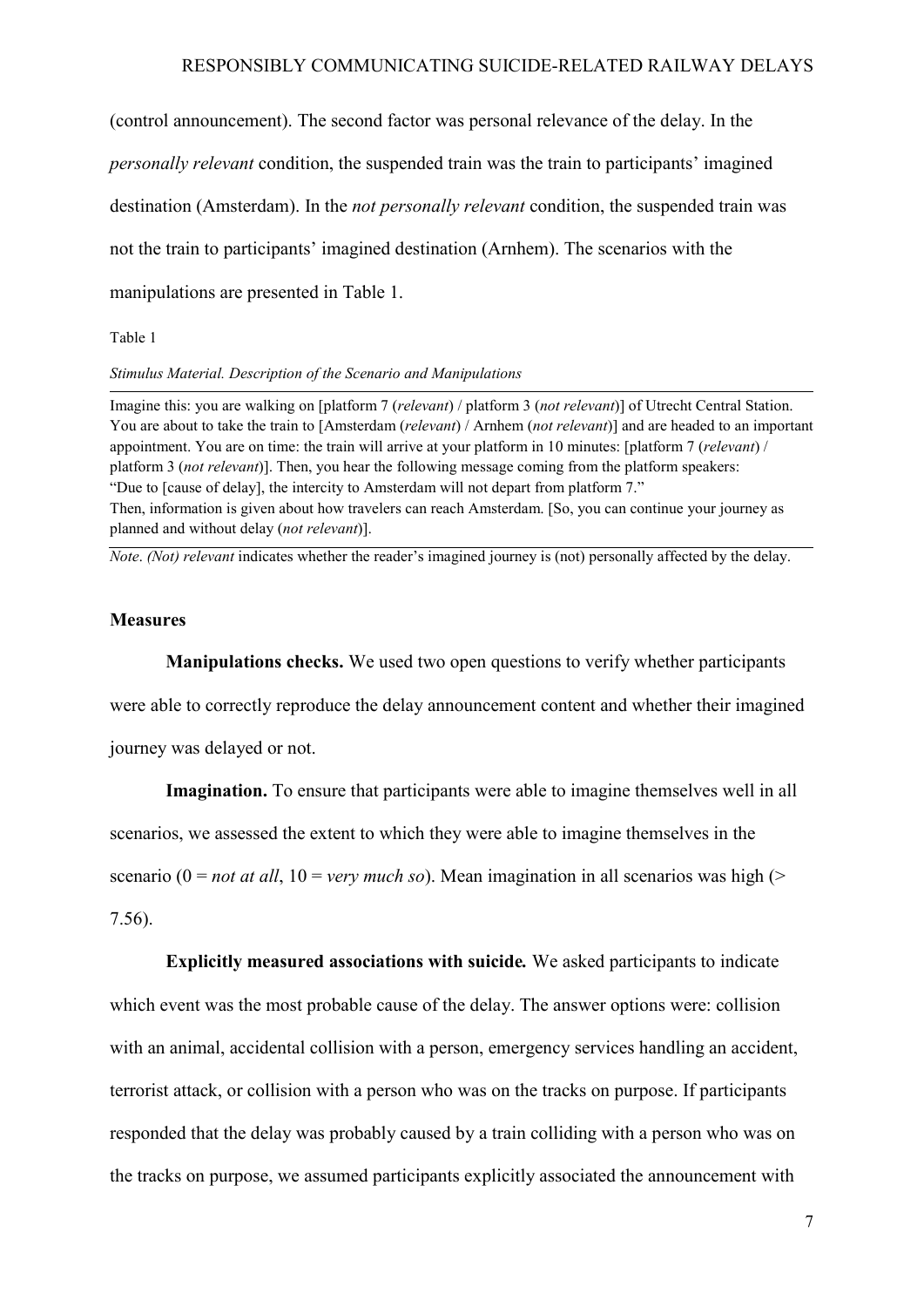(control announcement). The second factor was personal relevance of the delay. In the *personally relevant* condition, the suspended train was the train to participants' imagined destination (Amsterdam). In the *not personally relevant* condition, the suspended train was not the train to participants' imagined destination (Arnhem). The scenarios with the manipulations are presented in Table 1.

Table 1

*Stimulus Material. Description of the Scenario and Manipulations*

| |
|---|
| Imagine this: you are walking on [platform 7 (*relevant*) / platform 3 (*not relevant*)] of Utrecht Central Station. You are about to take the train to [Amsterdam (*relevant*) / Arnhem (*not relevant*)] and are headed to an important appointment. You are on time: the train will arrive at your platform in 10 minutes: [platform 7 (*relevant*) / platform 3 (*not relevant*)]. Then, you hear the following message coming from the platform speakers: "Due to [cause of delay], the intercity to Amsterdam will not depart from platform 7." Then, information is given about how travelers can reach Amsterdam. [So, you can continue your journey as planned and without delay (*not relevant*)]. |

*Note*. *(Not) relevant* indicates whether the reader's imagined journey is (not) personally affected by the delay.

### Measures

**Manipulations checks.** We used two open questions to verify whether participants were able to correctly reproduce the delay announcement content and whether their imagined journey was delayed or not.

**Imagination.** To ensure that participants were able to imagine themselves well in all scenarios, we assessed the extent to which they were able to imagine themselves in the scenario (0 = *not at all*, 10 = *very much so*). Mean imagination in all scenarios was high (> 7.56).

**Explicitly measured associations with suicide.** We asked participants to indicate which event was the most probable cause of the delay. The answer options were: collision with an animal, accidental collision with a person, emergency services handling an accident, terrorist attack, or collision with a person who was on the tracks on purpose. If participants responded that the delay was probably caused by a train colliding with a person who was on the tracks on purpose, we assumed participants explicitly associated the announcement with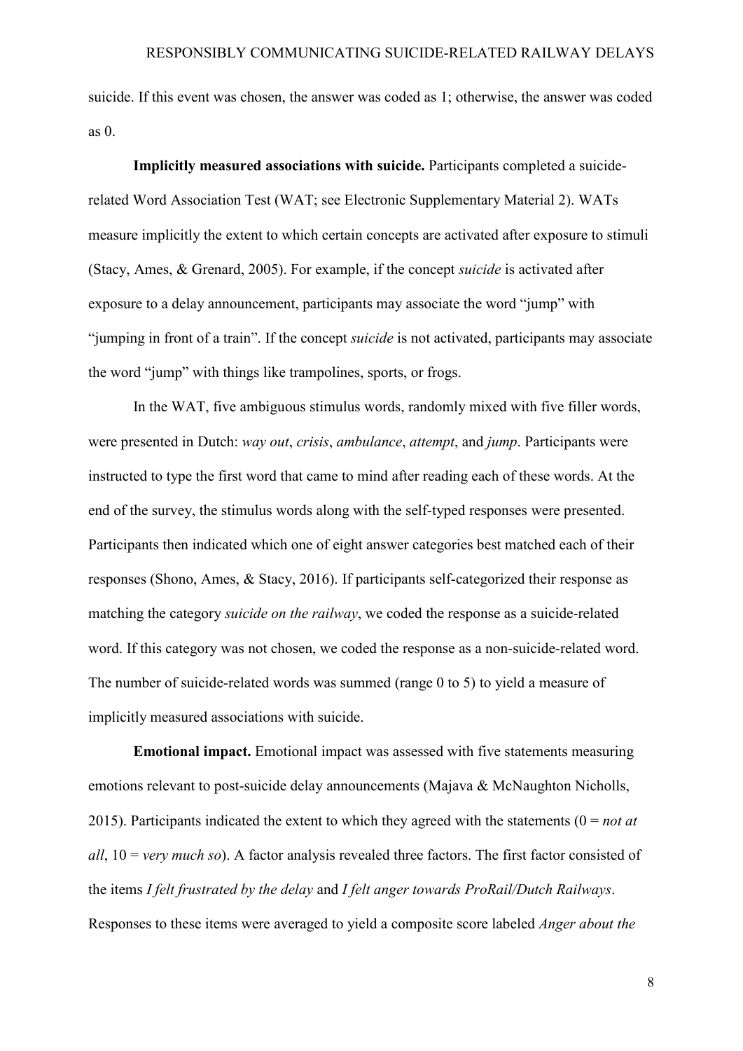suicide. If this event was chosen, the answer was coded as 1; otherwise, the answer was coded as 0.

**Implicitly measured associations with suicide.** Participants completed a suicide-related Word Association Test (WAT; see Electronic Supplementary Material 2). WATs measure implicitly the extent to which certain concepts are activated after exposure to stimuli (Stacy, Ames, & Grenard, 2005). For example, if the concept *suicide* is activated after exposure to a delay announcement, participants may associate the word "jump" with "jumping in front of a train". If the concept *suicide* is not activated, participants may associate the word "jump" with things like trampolines, sports, or frogs.

In the WAT, five ambiguous stimulus words, randomly mixed with five filler words, were presented in Dutch: *way out*, *crisis*, *ambulance*, *attempt*, and *jump*. Participants were instructed to type the first word that came to mind after reading each of these words. At the end of the survey, the stimulus words along with the self-typed responses were presented. Participants then indicated which one of eight answer categories best matched each of their responses (Shono, Ames, & Stacy, 2016). If participants self-categorized their response as matching the category *suicide on the railway*, we coded the response as a suicide-related word. If this category was not chosen, we coded the response as a non-suicide-related word. The number of suicide-related words was summed (range 0 to 5) to yield a measure of implicitly measured associations with suicide.

**Emotional impact.** Emotional impact was assessed with five statements measuring emotions relevant to post-suicide delay announcements (Majava & McNaughton Nicholls, 2015). Participants indicated the extent to which they agreed with the statements (0 = *not at all*, 10 = *very much so*). A factor analysis revealed three factors. The first factor consisted of the items *I felt frustrated by the delay* and *I felt anger towards ProRail/Dutch Railways*. Responses to these items were averaged to yield a composite score labeled *Anger about the*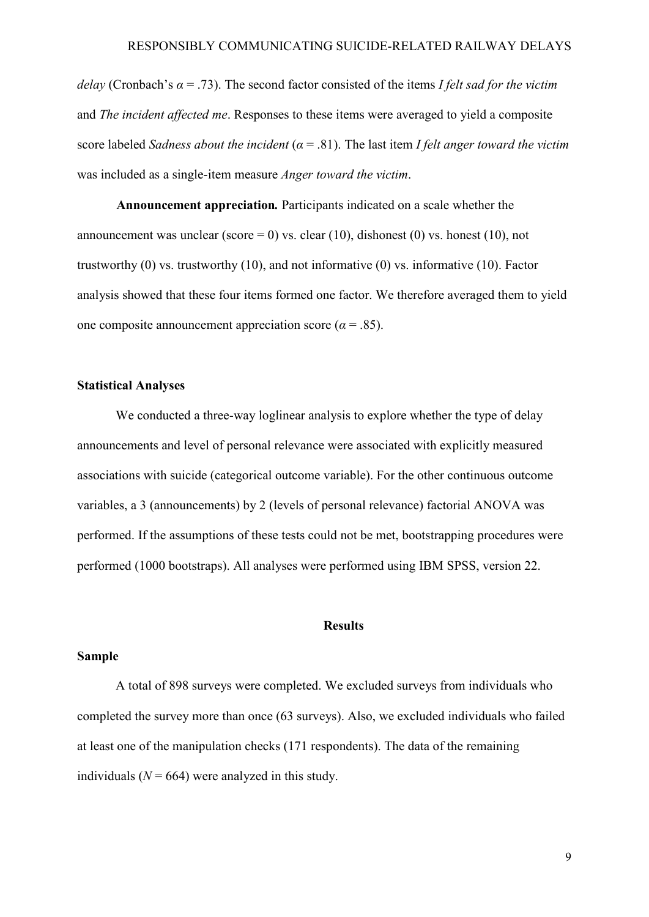*delay* (Cronbach's $\alpha$ = .73). The second factor consisted of the items *I felt sad for the victim* and *The incident affected me*. Responses to these items were averaged to yield a composite score labeled *Sadness about the incident* ($\alpha$ = .81). The last item *I felt anger toward the victim* was included as a single-item measure *Anger toward the victim*.

**Announcement appreciation.** Participants indicated on a scale whether the announcement was unclear (score = 0) vs. clear (10), dishonest (0) vs. honest (10), not trustworthy (0) vs. trustworthy (10), and not informative (0) vs. informative (10). Factor analysis showed that these four items formed one factor. We therefore averaged them to yield one composite announcement appreciation score ($\alpha$ = .85).

### Statistical Analyses

We conducted a three-way loglinear analysis to explore whether the type of delay announcements and level of personal relevance were associated with explicitly measured associations with suicide (categorical outcome variable). For the other continuous outcome variables, a 3 (announcements) by 2 (levels of personal relevance) factorial ANOVA was performed. If the assumptions of these tests could not be met, bootstrapping procedures were performed (1000 bootstraps). All analyses were performed using IBM SPSS, version 22.

## Results

### Sample

A total of 898 surveys were completed. We excluded surveys from individuals who completed the survey more than once (63 surveys). Also, we excluded individuals who failed at least one of the manipulation checks (171 respondents). The data of the remaining individuals ($N$ = 664) were analyzed in this study.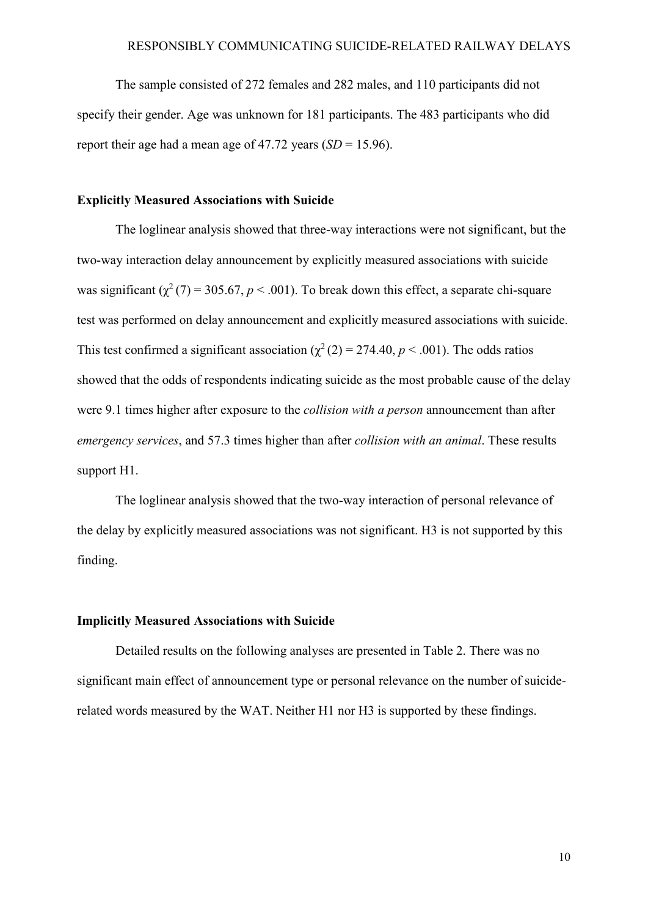The sample consisted of 272 females and 282 males, and 110 participants did not specify their gender. Age was unknown for 181 participants. The 483 participants who did report their age had a mean age of 47.72 years (*SD* = 15.96).

### Explicitly Measured Associations with Suicide

The loglinear analysis showed that three-way interactions were not significant, but the two-way interaction delay announcement by explicitly measured associations with suicide was significant ($\chi^2(7) = 305.67$, $p < .001$). To break down this effect, a separate chi-square test was performed on delay announcement and explicitly measured associations with suicide. This test confirmed a significant association ($\chi^2(2) = 274.40$, $p < .001$). The odds ratios showed that the odds of respondents indicating suicide as the most probable cause of the delay were 9.1 times higher after exposure to the *collision with a person* announcement than after *emergency services*, and 57.3 times higher than after *collision with an animal*. These results support H1.

The loglinear analysis showed that the two-way interaction of personal relevance of the delay by explicitly measured associations was not significant. H3 is not supported by this finding.

### Implicitly Measured Associations with Suicide

Detailed results on the following analyses are presented in Table 2. There was no significant main effect of announcement type or personal relevance on the number of suicide-related words measured by the WAT. Neither H1 nor H3 is supported by these findings.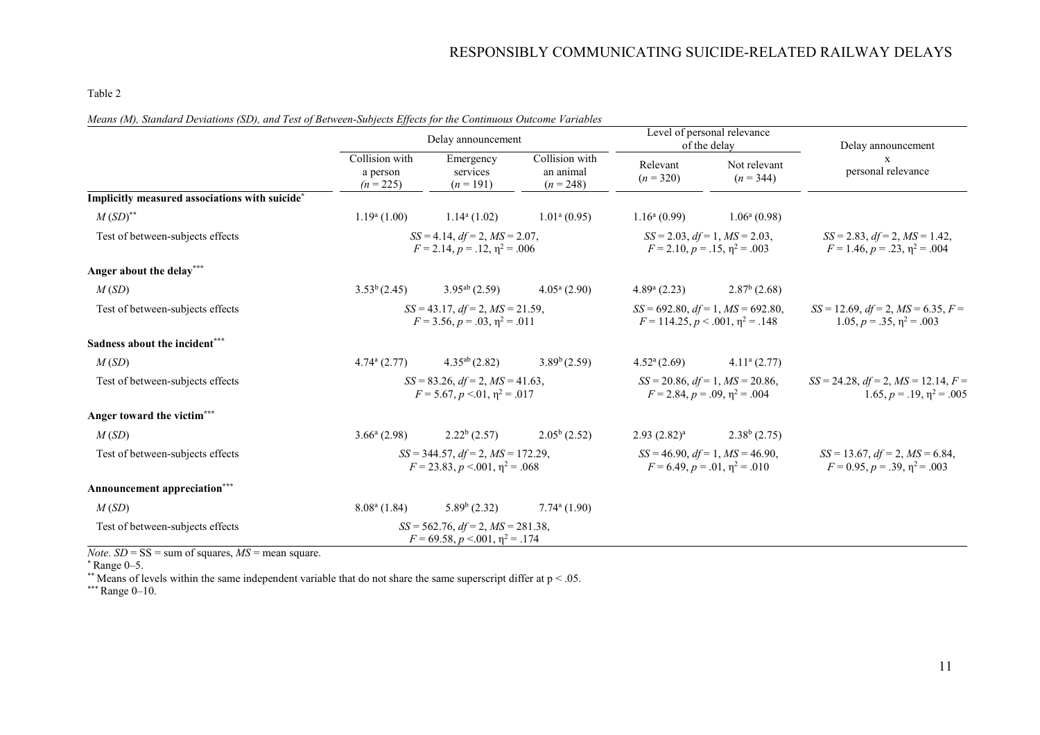Table 2

*Means (M), Standard Deviations (SD), and Test of Between-Subjects Effects for the Continuous Outcome Variables*

| | Delay announcement | | | Level of personal relevance of the delay | | Delay announcement x personal relevance |
|---|---|---|---|---|---|---|
| | Collision with a person ($n$ = 225) | Emergency services ($n$ = 191) | Collision with an animal ($n$ = 248) | Relevant ($n$ = 320) | Not relevant ($n$ = 344) | |
| **Implicitly measured associations with suicide**[*] | | | | | | |
| $M$ ($SD$)[**] | 1.19[a] (1.00) | 1.14[a] (1.02) | 1.01[a] (0.95) | 1.16[a] (0.99) | 1.06[a] (0.98) | |
| Test of between-subjects effects | $SS$ = 4.14, $df$ = 2, $MS$ = 2.07, $F$ = 2.14, $p$ = .12, $\eta^2$ = .006 | | | $SS$ = 2.03, $df$ = 1, $MS$ = 2.03, $F$ = 2.10, $p$ = .15, $\eta^2$ = .003 | | $SS$ = 2.83, $df$ = 2, $MS$ = 1.42, $F$ = 1.46, $p$ = .23, $\eta^2$ = .004 |
| **Anger about the delay**[***] | | | | | | |
| $M$ ($SD$) | 3.53[b] (2.45) | 3.95[ab] (2.59) | 4.05[a] (2.90) | 4.89[a] (2.23) | 2.87[b] (2.68) | |
| Test of between-subjects effects | $SS$ = 43.17, $df$ = 2, $MS$ = 21.59, $F$ = 3.56, $p$ = .03, $\eta^2$ = .011 | | | $SS$ = 692.80, $df$ = 1, $MS$ = 692.80, $F$ = 114.25, $p$ < .001, $\eta^2$ = .148 | | $SS$ = 12.69, $df$ = 2, $MS$ = 6.35, $F$ = 1.05, $p$ = .35, $\eta^2$ = .003 |
| **Sadness about the incident**[***] | | | | | | |
| $M$ ($SD$) | 4.74[a] (2.77) | 4.35[ab] (2.82) | 3.89[b] (2.59) | 4.52[a] (2.69) | 4.11[a] (2.77) | |
| Test of between-subjects effects | $SS$ = 83.26, $df$ = 2, $MS$ = 41.63, $F$ = 5.67, $p$ <.01, $\eta^2$ = .017 | | | $SS$ = 20.86, $df$ = 1, $MS$ = 20.86, $F$ = 2.84, $p$ = .09, $\eta^2$ = .004 | | $SS$ = 24.28, $df$ = 2, $MS$ = 12.14, $F$ = 1.65, $p$ = .19, $\eta^2$ = .005 |
| **Anger toward the victim**[***] | | | | | | |
| $M$ ($SD$) | 3.66[a] (2.98) | 2.22[b] (2.57) | 2.05[b] (2.52) | 2.93 (2.82)[a] | 2.38[b] (2.75) | |
| Test of between-subjects effects | $SS$ = 344.57, $df$ = 2, $MS$ = 172.29, $F$ = 23.83, $p$ <.001, $\eta^2$ = .068 | | | $SS$ = 46.90, $df$ = 1, $MS$ = 46.90, $F$ = 6.49, $p$ = .01, $\eta^2$ = .010 | | $SS$ = 13.67, $df$ = 2, $MS$ = 6.84, $F$ = 0.95, $p$ = .39, $\eta^2$ = .003 |
| **Announcement appreciation**[***] | | | | | | |
| $M$ ($SD$) | 8.08[a] (1.84) | 5.89[b] (2.32) | 7.74[a] (1.90) | | | |
| Test of between-subjects effects | $SS$ = 562.76, $df$ = 2, $MS$ = 281.38, $F$ = 69.58, $p$ <.001, $\eta^2$ = .174 | | | | | |

*Note.* $SD$ = SS = sum of squares, $MS$ = mean square.

[*] Range 0–5.

[**] Means of levels within the same independent variable that do not share the same superscript differ at p < .05.

[***] Range 0–10.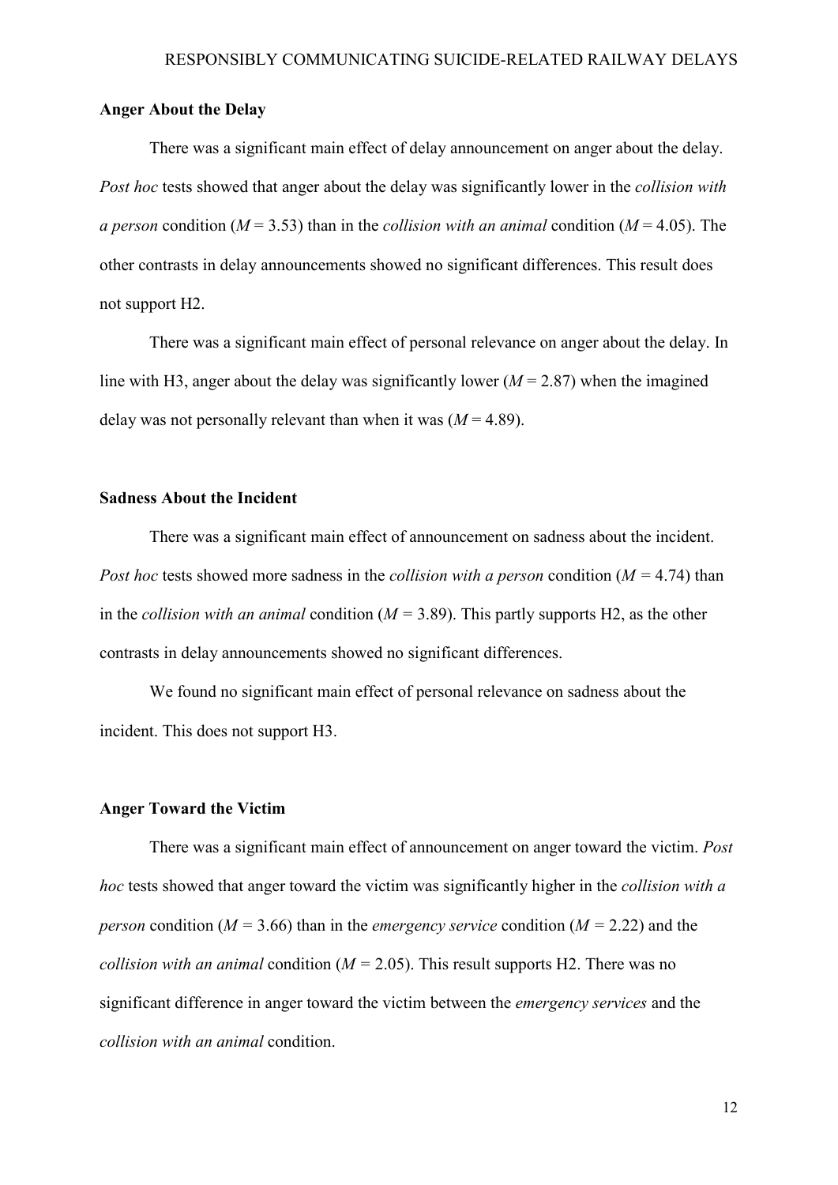**Anger About the Delay**

There was a significant main effect of delay announcement on anger about the delay. *Post hoc* tests showed that anger about the delay was significantly lower in the *collision with a person* condition ($M = 3.53$) than in the *collision with an animal* condition ($M = 4.05$). The other contrasts in delay announcements showed no significant differences. This result does not support H2.

There was a significant main effect of personal relevance on anger about the delay. In line with H3, anger about the delay was significantly lower ($M = 2.87$) when the imagined delay was not personally relevant than when it was ($M = 4.89$).

**Sadness About the Incident**

There was a significant main effect of announcement on sadness about the incident. *Post hoc* tests showed more sadness in the *collision with a person* condition ($M = 4.74$) than in the *collision with an animal* condition ($M = 3.89$). This partly supports H2, as the other contrasts in delay announcements showed no significant differences.

We found no significant main effect of personal relevance on sadness about the incident. This does not support H3.

**Anger Toward the Victim**

There was a significant main effect of announcement on anger toward the victim. *Post hoc* tests showed that anger toward the victim was significantly higher in the *collision with a person* condition ($M = 3.66$) than in the *emergency service* condition ($M = 2.22$) and the *collision with an animal* condition ($M = 2.05$). This result supports H2. There was no significant difference in anger toward the victim between the *emergency services* and the *collision with an animal* condition.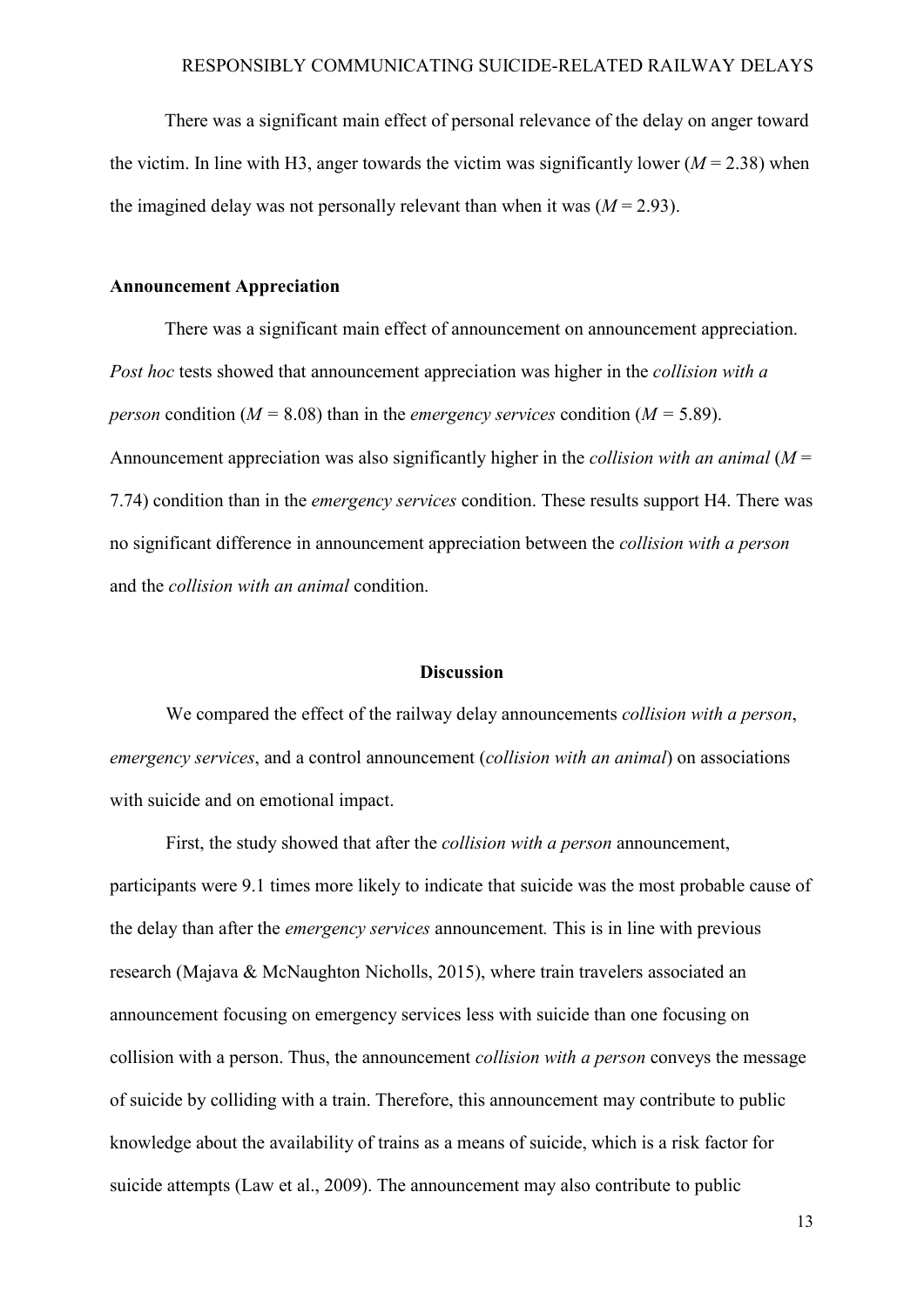There was a significant main effect of personal relevance of the delay on anger toward the victim. In line with H3, anger towards the victim was significantly lower ($M = 2.38$) when the imagined delay was not personally relevant than when it was ($M = 2.93$).

### Announcement Appreciation

There was a significant main effect of announcement on announcement appreciation. *Post hoc* tests showed that announcement appreciation was higher in the *collision with a person* condition ($M = 8.08$) than in the *emergency services* condition ($M = 5.89$). Announcement appreciation was also significantly higher in the *collision with an animal* ($M = 7.74$) condition than in the *emergency services* condition. These results support H4. There was no significant difference in announcement appreciation between the *collision with a person* and the *collision with an animal* condition.

## Discussion

We compared the effect of the railway delay announcements *collision with a person*, *emergency services*, and a control announcement (*collision with an animal*) on associations with suicide and on emotional impact.

First, the study showed that after the *collision with a person* announcement, participants were 9.1 times more likely to indicate that suicide was the most probable cause of the delay than after the *emergency services* announcement. This is in line with previous research (Majava & McNaughton Nicholls, 2015), where train travelers associated an announcement focusing on emergency services less with suicide than one focusing on collision with a person. Thus, the announcement *collision with a person* conveys the message of suicide by colliding with a train. Therefore, this announcement may contribute to public knowledge about the availability of trains as a means of suicide, which is a risk factor for suicide attempts (Law et al., 2009). The announcement may also contribute to public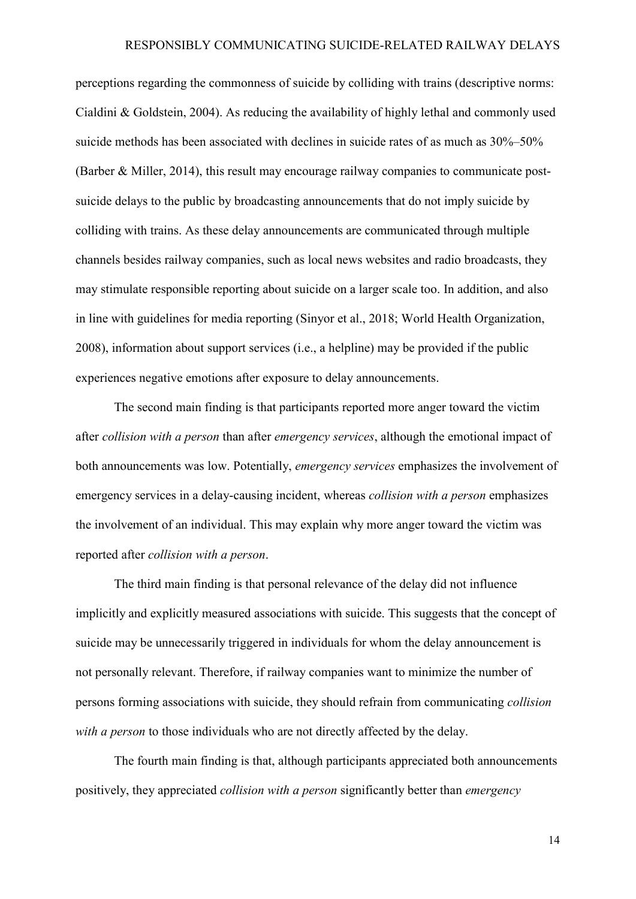perceptions regarding the commonness of suicide by colliding with trains (descriptive norms: Cialdini & Goldstein, 2004). As reducing the availability of highly lethal and commonly used suicide methods has been associated with declines in suicide rates of as much as 30%–50% (Barber & Miller, 2014), this result may encourage railway companies to communicate post-suicide delays to the public by broadcasting announcements that do not imply suicide by colliding with trains. As these delay announcements are communicated through multiple channels besides railway companies, such as local news websites and radio broadcasts, they may stimulate responsible reporting about suicide on a larger scale too. In addition, and also in line with guidelines for media reporting (Sinyor et al., 2018; World Health Organization, 2008), information about support services (i.e., a helpline) may be provided if the public experiences negative emotions after exposure to delay announcements.

The second main finding is that participants reported more anger toward the victim after *collision with a person* than after *emergency services*, although the emotional impact of both announcements was low. Potentially, *emergency services* emphasizes the involvement of emergency services in a delay-causing incident, whereas *collision with a person* emphasizes the involvement of an individual. This may explain why more anger toward the victim was reported after *collision with a person*.

The third main finding is that personal relevance of the delay did not influence implicitly and explicitly measured associations with suicide. This suggests that the concept of suicide may be unnecessarily triggered in individuals for whom the delay announcement is not personally relevant. Therefore, if railway companies want to minimize the number of persons forming associations with suicide, they should refrain from communicating *collision with a person* to those individuals who are not directly affected by the delay.

The fourth main finding is that, although participants appreciated both announcements positively, they appreciated *collision with a person* significantly better than *emergency*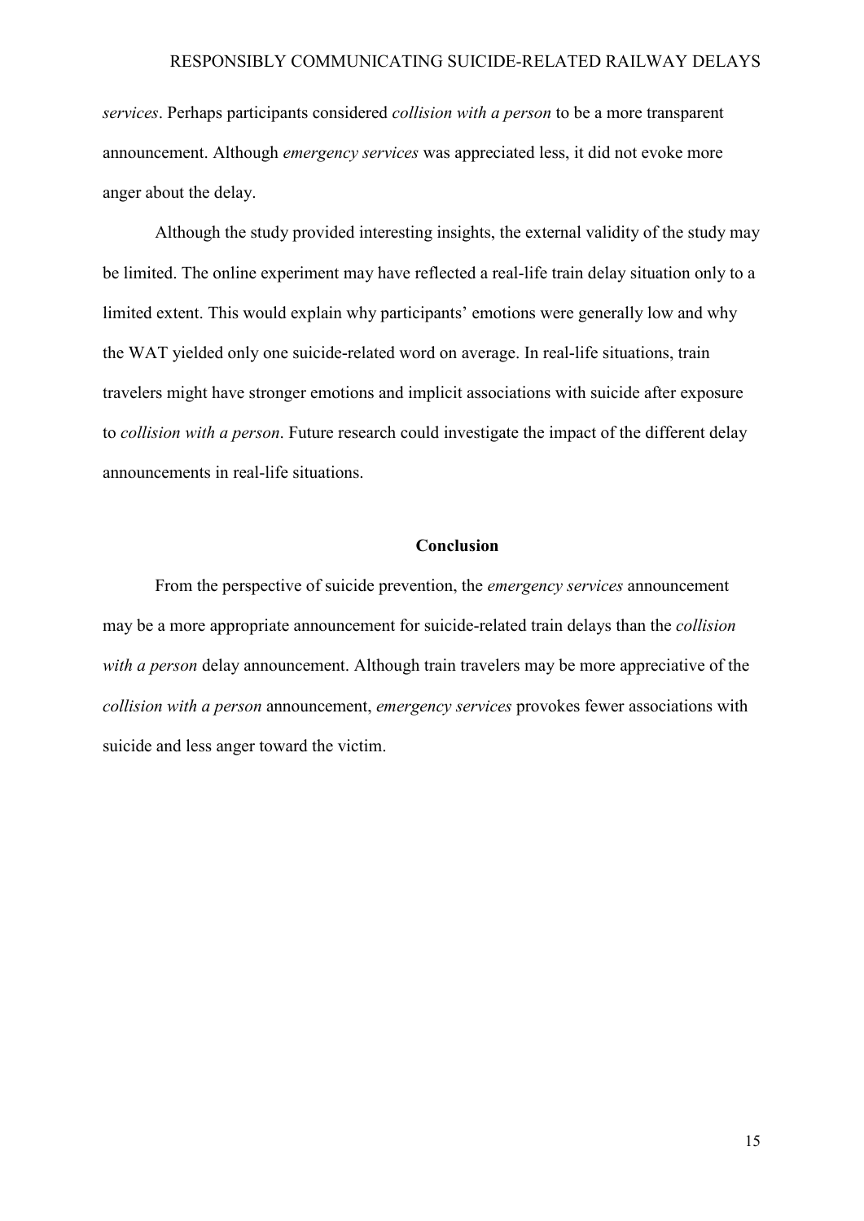*services*. Perhaps participants considered *collision with a person* to be a more transparent announcement. Although *emergency services* was appreciated less, it did not evoke more anger about the delay.

Although the study provided interesting insights, the external validity of the study may be limited. The online experiment may have reflected a real-life train delay situation only to a limited extent. This would explain why participants' emotions were generally low and why the WAT yielded only one suicide-related word on average. In real-life situations, train travelers might have stronger emotions and implicit associations with suicide after exposure to *collision with a person*. Future research could investigate the impact of the different delay announcements in real-life situations.

## Conclusion

From the perspective of suicide prevention, the *emergency services* announcement may be a more appropriate announcement for suicide-related train delays than the *collision with a person* delay announcement. Although train travelers may be more appreciative of the *collision with a person* announcement, *emergency services* provokes fewer associations with suicide and less anger toward the victim.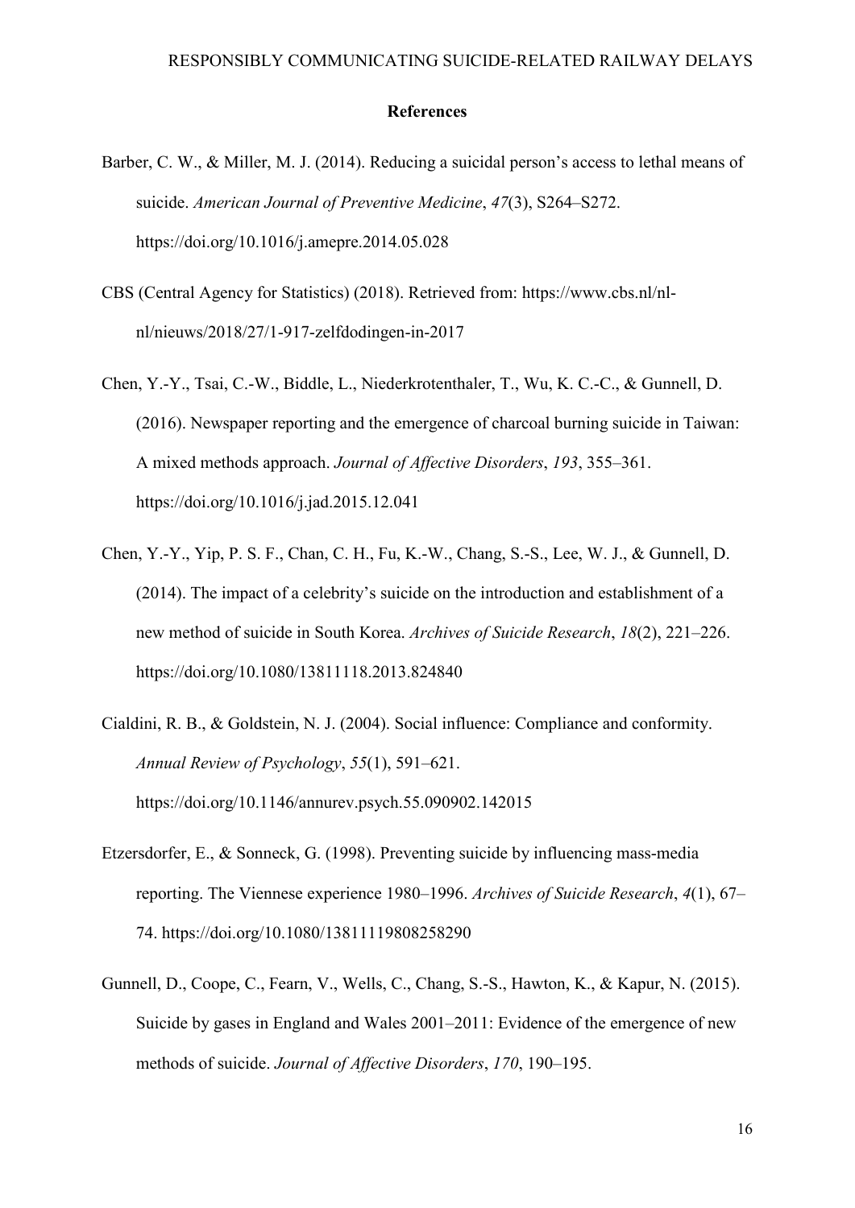## References

Barber, C. W., & Miller, M. J. (2014). Reducing a suicidal person's access to lethal means of suicide. *American Journal of Preventive Medicine*, *47*(3), S264–S272. https://doi.org/10.1016/j.amepre.2014.05.028

CBS (Central Agency for Statistics) (2018). Retrieved from: https://www.cbs.nl/nl-nl/nieuws/2018/27/1-917-zelfdodingen-in-2017

Chen, Y.-Y., Tsai, C.-W., Biddle, L., Niederkrotenthaler, T., Wu, K. C.-C., & Gunnell, D. (2016). Newspaper reporting and the emergence of charcoal burning suicide in Taiwan: A mixed methods approach. *Journal of Affective Disorders*, *193*, 355–361. https://doi.org/10.1016/j.jad.2015.12.041

Chen, Y.-Y., Yip, P. S. F., Chan, C. H., Fu, K.-W., Chang, S.-S., Lee, W. J., & Gunnell, D. (2014). The impact of a celebrity's suicide on the introduction and establishment of a new method of suicide in South Korea. *Archives of Suicide Research*, *18*(2), 221–226. https://doi.org/10.1080/13811118.2013.824840

Cialdini, R. B., & Goldstein, N. J. (2004). Social influence: Compliance and conformity. *Annual Review of Psychology*, *55*(1), 591–621. https://doi.org/10.1146/annurev.psych.55.090902.142015

Etzersdorfer, E., & Sonneck, G. (1998). Preventing suicide by influencing mass-media reporting. The Viennese experience 1980–1996. *Archives of Suicide Research*, *4*(1), 67–74. https://doi.org/10.1080/13811119808258290

Gunnell, D., Coope, C., Fearn, V., Wells, C., Chang, S.-S., Hawton, K., & Kapur, N. (2015). Suicide by gases in England and Wales 2001–2011: Evidence of the emergence of new methods of suicide. *Journal of Affective Disorders*, *170*, 190–195.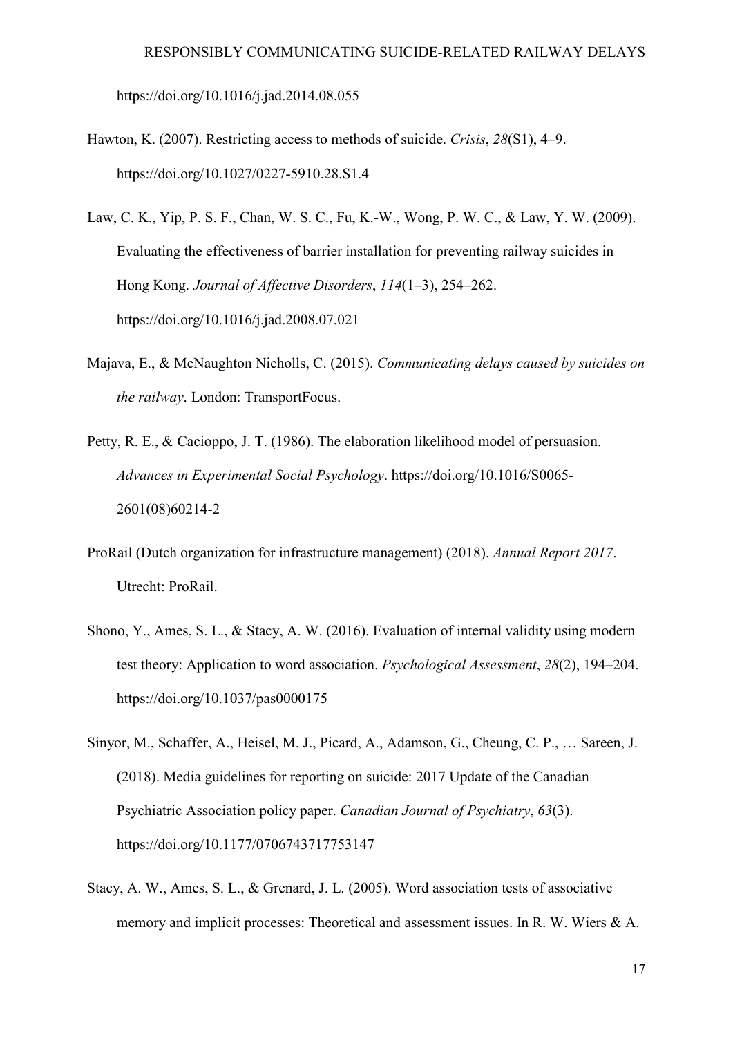https://doi.org/10.1016/j.jad.2014.08.055

Hawton, K. (2007). Restricting access to methods of suicide. *Crisis*, *28*(S1), 4–9. https://doi.org/10.1027/0227-5910.28.S1.4

Law, C. K., Yip, P. S. F., Chan, W. S. C., Fu, K.-W., Wong, P. W. C., & Law, Y. W. (2009). Evaluating the effectiveness of barrier installation for preventing railway suicides in Hong Kong. *Journal of Affective Disorders*, *114*(1–3), 254–262. https://doi.org/10.1016/j.jad.2008.07.021

Majava, E., & McNaughton Nicholls, C. (2015). *Communicating delays caused by suicides on the railway*. London: TransportFocus.

Petty, R. E., & Cacioppo, J. T. (1986). The elaboration likelihood model of persuasion. *Advances in Experimental Social Psychology*. https://doi.org/10.1016/S0065-2601(08)60214-2

ProRail (Dutch organization for infrastructure management) (2018). *Annual Report 2017*. Utrecht: ProRail.

Shono, Y., Ames, S. L., & Stacy, A. W. (2016). Evaluation of internal validity using modern test theory: Application to word association. *Psychological Assessment*, *28*(2), 194–204. https://doi.org/10.1037/pas0000175

Sinyor, M., Schaffer, A., Heisel, M. J., Picard, A., Adamson, G., Cheung, C. P., … Sareen, J. (2018). Media guidelines for reporting on suicide: 2017 Update of the Canadian Psychiatric Association policy paper. *Canadian Journal of Psychiatry*, *63*(3). https://doi.org/10.1177/0706743717753147

Stacy, A. W., Ames, S. L., & Grenard, J. L. (2005). Word association tests of associative memory and implicit processes: Theoretical and assessment issues. In R. W. Wiers & A.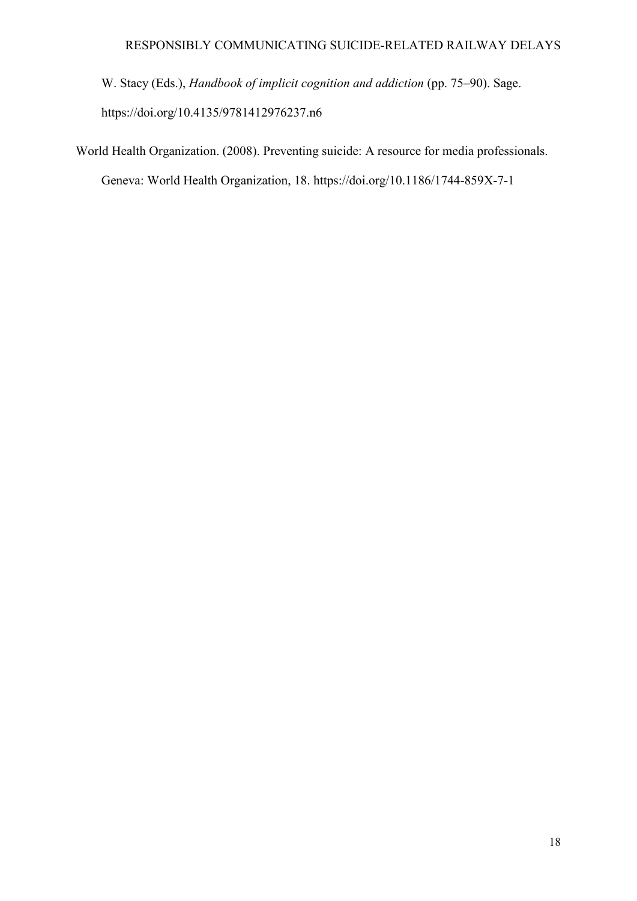W. Stacy (Eds.), *Handbook of implicit cognition and addiction* (pp. 75–90). Sage. https://doi.org/10.4135/9781412976237.n6

World Health Organization. (2008). Preventing suicide: A resource for media professionals. Geneva: World Health Organization, 18. https://doi.org/10.1186/1744-859X-7-1